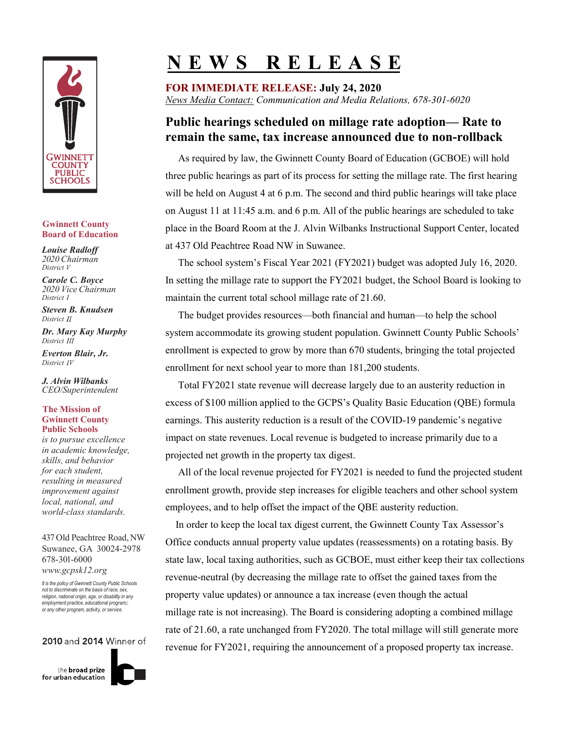# NEWS RELEASE

**FOR IMMEDIATE RELEASE: July 24, 2020**

*News Media Contact: Communication and Media Relations, 678-301-6020*

## Public hearings scheduled on millage rate adoption— Rate to remain the same, tax increase announced due to non-rollback

As required by law, the Gwinnett County Board of Education (GCBOE) will hold three public hearings as part of its process for setting the millage rate. The first hearing will be held on August 4 at 6 p.m. The second and third public hearings will take place on August 11 at 11:45 a.m. and 6 p.m. All of the public hearings are scheduled to take place in the Board Room at the J. Alvin Wilbanks Instructional Support Center, located at 437 Old Peachtree Road NW in Suwanee.

The school system's Fiscal Year 2021 (FY2021) budget was adopted July 16, 2020. In setting the millage rate to support the FY2021 budget, the School Board is looking to maintain the current total school millage rate of 21.60.

The budget provides resources—both financial and human—to help the school system accommodate its growing student population. Gwinnett County Public Schools' enrollment is expected to grow by more than 670 students, bringing the total projected enrollment for next school year to more than 181,200 students.

Total FY2021 state revenue will decrease largely due to an austerity reduction in excess of $100 million applied to the GCPS's Quality Basic Education (QBE) formula earnings. This austerity reduction is a result of the COVID-19 pandemic's negative impact on state revenues. Local revenue is budgeted to increase primarily due to a projected net growth in the property tax digest.

All of the local revenue projected for FY2021 is needed to fund the projected student enrollment growth, provide step increases for eligible teachers and other school system employees, and to help offset the impact of the QBE austerity reduction.

In order to keep the local tax digest current, the Gwinnett County Tax Assessor's Office conducts annual property value updates (reassessments) on a rotating basis. By state law, local taxing authorities, such as GCBOE, must either keep their tax collections revenue-neutral (by decreasing the millage rate to offset the gained taxes from the property value updates) or announce a tax increase (even though the actual millage rate is not increasing). The Board is considering adopting a combined millage rate of 21.60, a rate unchanged from FY2020. The total millage will still generate more revenue for FY2021, requiring the announcement of a proposed property tax increase.

---

GWINNETT COUNTY PUBLIC SCHOOLS

**Gwinnett County Board of Education**

***Louise Radloff***
*2020 Chairman*
*District V*

***Carole C. Boyce***
*2020 Vice Chairman*
*District I*

***Steven B. Knudsen***
*District II*

***Dr. Mary Kay Murphy***
*District III*

***Everton Blair, Jr.***
*District IV*

***J. Alvin Wilbanks***
*CEO/Superintendent*

**The Mission of Gwinnett County Public Schools**
*is to pursue excellence in academic knowledge, skills, and behavior for each student, resulting in measured improvement against local, national, and world-class standards.*

437 Old Peachtree Road, NW
Suwanee, GA 30024-2978
678-301-6000
*www.gcpsk12.org*

*It is the policy of Gwinnett County Public Schools not to discriminate on the basis of race, sex, religion, national origin, age, or disability in any employment practice, educational program, or any other program, activity, or service.*

**2010** and **2014** Winner of the **broad prize** for urban education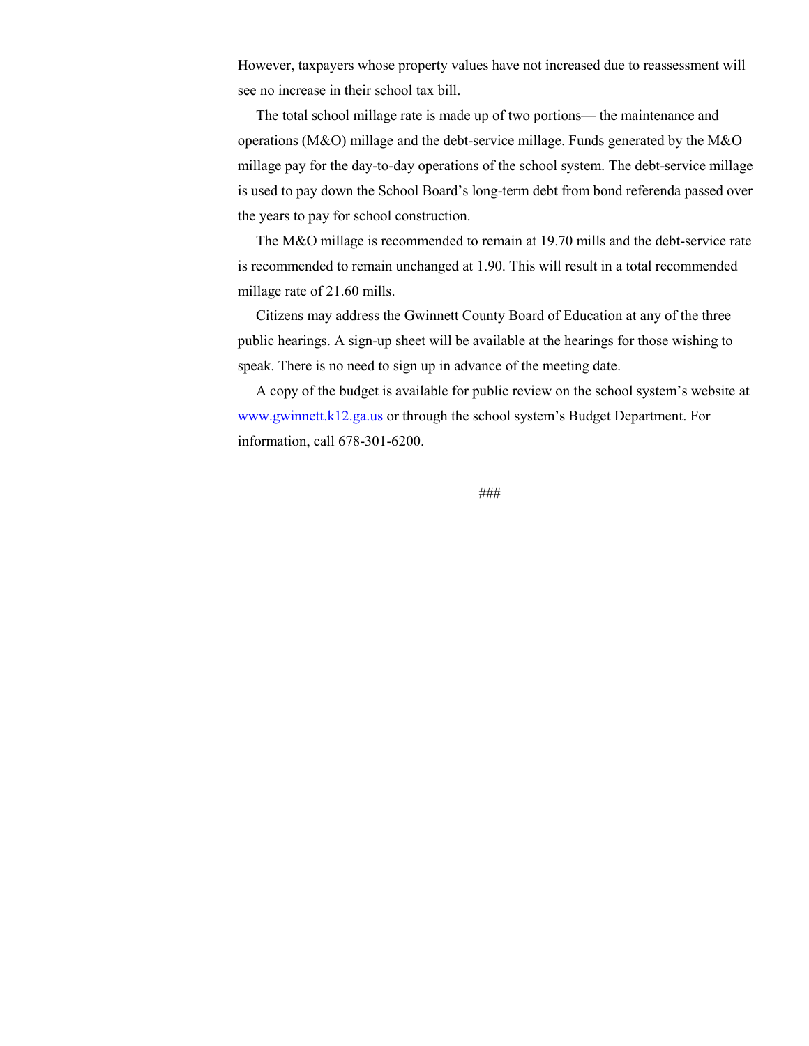However, taxpayers whose property values have not increased due to reassessment will see no increase in their school tax bill.

The total school millage rate is made up of two portions— the maintenance and operations (M&O) millage and the debt-service millage. Funds generated by the M&O millage pay for the day-to-day operations of the school system. The debt-service millage is used to pay down the School Board's long-term debt from bond referenda passed over the years to pay for school construction.

The M&O millage is recommended to remain at 19.70 mills and the debt-service rate is recommended to remain unchanged at 1.90. This will result in a total recommended millage rate of 21.60 mills.

Citizens may address the Gwinnett County Board of Education at any of the three public hearings. A sign-up sheet will be available at the hearings for those wishing to speak. There is no need to sign up in advance of the meeting date.

A copy of the budget is available for public review on the school system's website at www.gwinnett.k12.ga.us or through the school system's Budget Department. For information, call 678-301-6200.

###